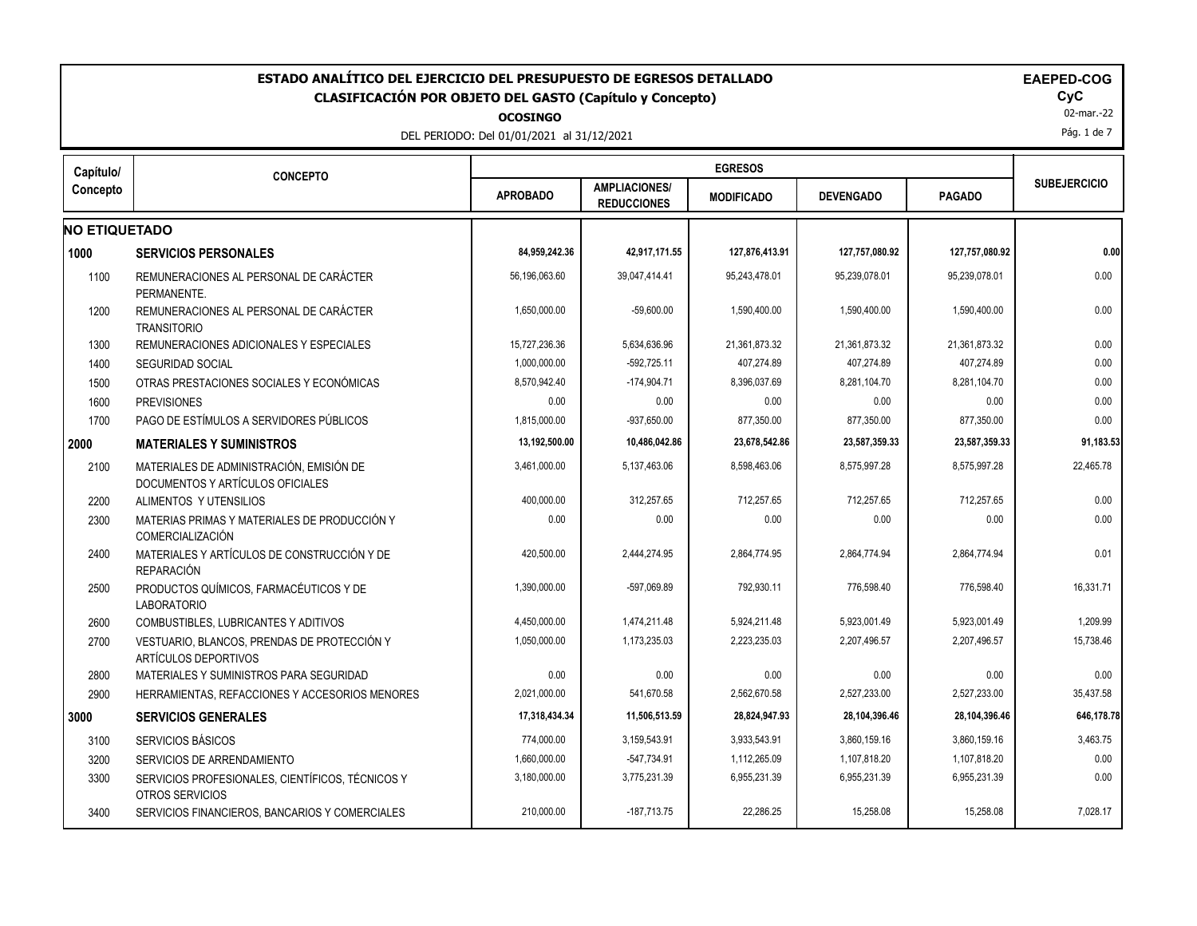# ESTADO ANALÍTICO DEL EJERCICIO DEL PRESUPUESTO DE EGRESOS DETALLADO

## CLASIFICACIÓN POR OBJETO DEL GASTO (Capítulo y Concepto)

**OCOSINGO**

DEL PERIODO: Del 01/01/2021 al 31/12/2021

**EAEPED-COG**
**CyC**
02-mar.-22

| Capítulo/ Concepto | CONCEPTO | EGRESOS | | | | | SUBEJERCICIO |
|---|---|---|---|---|---|---|---|
| | | APROBADO | AMPLIACIONES/ REDUCCIONES | MODIFICADO | DEVENGADO | PAGADO | |
| **NO ETIQUETADO** | | | | | | | |
| **1000** | **SERVICIOS PERSONALES** | **84,959,242.36** | **42,917,171.55** | **127,876,413.91** | **127,757,080.92** | **127,757,080.92** | **0.00** |
| 1100 | REMUNERACIONES AL PERSONAL DE CARÁCTER PERMANENTE. | 56,196,063.60 | 39,047,414.41 | 95,243,478.01 | 95,239,078.01 | 95,239,078.01 | 0.00 |
| 1200 | REMUNERACIONES AL PERSONAL DE CARÁCTER TRANSITORIO | 1,650,000.00 | -59,600.00 | 1,590,400.00 | 1,590,400.00 | 1,590,400.00 | 0.00 |
| 1300 | REMUNERACIONES ADICIONALES Y ESPECIALES | 15,727,236.36 | 5,634,636.96 | 21,361,873.32 | 21,361,873.32 | 21,361,873.32 | 0.00 |
| 1400 | SEGURIDAD SOCIAL | 1,000,000.00 | -592,725.11 | 407,274.89 | 407,274.89 | 407,274.89 | 0.00 |
| 1500 | OTRAS PRESTACIONES SOCIALES Y ECONÓMICAS | 8,570,942.40 | -174,904.71 | 8,396,037.69 | 8,281,104.70 | 8,281,104.70 | 0.00 |
| 1600 | PREVISIONES | 0.00 | 0.00 | 0.00 | 0.00 | 0.00 | 0.00 |
| 1700 | PAGO DE ESTÍMULOS A SERVIDORES PÚBLICOS | 1,815,000.00 | -937,650.00 | 877,350.00 | 877,350.00 | 877,350.00 | 0.00 |
| **2000** | **MATERIALES Y SUMINISTROS** | **13,192,500.00** | **10,486,042.86** | **23,678,542.86** | **23,587,359.33** | **23,587,359.33** | **91,183.53** |
| 2100 | MATERIALES DE ADMINISTRACIÓN, EMISIÓN DE DOCUMENTOS Y ARTÍCULOS OFICIALES | 3,461,000.00 | 5,137,463.06 | 8,598,463.06 | 8,575,997.28 | 8,575,997.28 | 22,465.78 |
| 2200 | ALIMENTOS Y UTENSILIOS | 400,000.00 | 312,257.65 | 712,257.65 | 712,257.65 | 712,257.65 | 0.00 |
| 2300 | MATERIAS PRIMAS Y MATERIALES DE PRODUCCIÓN Y COMERCIALIZACIÓN | 0.00 | 0.00 | 0.00 | 0.00 | 0.00 | 0.00 |
| 2400 | MATERIALES Y ARTÍCULOS DE CONSTRUCCIÓN Y DE REPARACIÓN | 420,500.00 | 2,444,274.95 | 2,864,774.95 | 2,864,774.94 | 2,864,774.94 | 0.01 |
| 2500 | PRODUCTOS QUÍMICOS, FARMACÉUTICOS Y DE LABORATORIO | 1,390,000.00 | -597,069.89 | 792,930.11 | 776,598.40 | 776,598.40 | 16,331.71 |
| 2600 | COMBUSTIBLES, LUBRICANTES Y ADITIVOS | 4,450,000.00 | 1,474,211.48 | 5,924,211.48 | 5,923,001.49 | 5,923,001.49 | 1,209.99 |
| 2700 | VESTUARIO, BLANCOS, PRENDAS DE PROTECCIÓN Y ARTÍCULOS DEPORTIVOS | 1,050,000.00 | 1,173,235.03 | 2,223,235.03 | 2,207,496.57 | 2,207,496.57 | 15,738.46 |
| 2800 | MATERIALES Y SUMINISTROS PARA SEGURIDAD | 0.00 | 0.00 | 0.00 | 0.00 | 0.00 | 0.00 |
| 2900 | HERRAMIENTAS, REFACCIONES Y ACCESORIOS MENORES | 2,021,000.00 | 541,670.58 | 2,562,670.58 | 2,527,233.00 | 2,527,233.00 | 35,437.58 |
| **3000** | **SERVICIOS GENERALES** | **17,318,434.34** | **11,506,513.59** | **28,824,947.93** | **28,104,396.46** | **28,104,396.46** | **646,178.78** |
| 3100 | SERVICIOS BÁSICOS | 774,000.00 | 3,159,543.91 | 3,933,543.91 | 3,860,159.16 | 3,860,159.16 | 3,463.75 |
| 3200 | SERVICIOS DE ARRENDAMIENTO | 1,660,000.00 | -547,734.91 | 1,112,265.09 | 1,107,818.20 | 1,107,818.20 | 0.00 |
| 3300 | SERVICIOS PROFESIONALES, CIENTÍFICOS, TÉCNICOS Y OTROS SERVICIOS | 3,180,000.00 | 3,775,231.39 | 6,955,231.39 | 6,955,231.39 | 6,955,231.39 | 0.00 |
| 3400 | SERVICIOS FINANCIEROS, BANCARIOS Y COMERCIALES | 210,000.00 | -187,713.75 | 22,286.25 | 15,258.08 | 15,258.08 | 7,028.17 |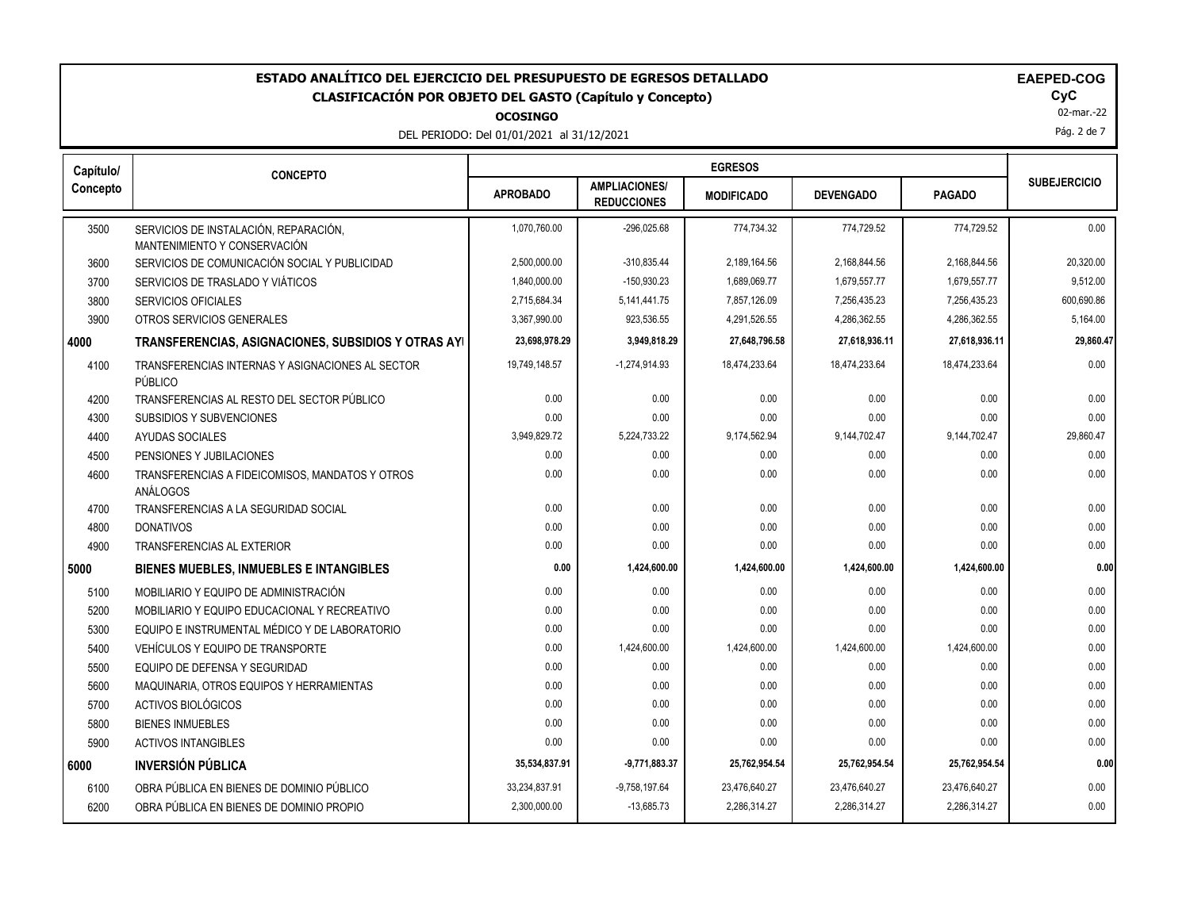**ESTADO ANALÍTICO DEL EJERCICIO DEL PRESUPUESTO DE EGRESOS DETALLADO**
**CLASIFICACIÓN POR OBJETO DEL GASTO (Capítulo y Concepto)**
**OCOSINGO**
DEL PERIODO: Del 01/01/2021 al 31/12/2021

**EAPED-COG**
**CyC**
02-mar.-22

| Capítulo/ Concepto | CONCEPTO | EGRESOS | | | | | SUBEJERCICIO |
|---|---|---|---|---|---|---|---|
| | | APROBADO | AMPLIACIONES/ REDUCCIONES | MODIFICADO | DEVENGADO | PAGADO | |
| 3500 | SERVICIOS DE INSTALACIÓN, REPARACIÓN, MANTENIMIENTO Y CONSERVACIÓN | 1,070,760.00 | -296,025.68 | 774,734.32 | 774,729.52 | 774,729.52 | 0.00 |
| 3600 | SERVICIOS DE COMUNICACIÓN SOCIAL Y PUBLICIDAD | 2,500,000.00 | -310,835.44 | 2,189,164.56 | 2,168,844.56 | 2,168,844.56 | 20,320.00 |
| 3700 | SERVICIOS DE TRASLADO Y VIÁTICOS | 1,840,000.00 | -150,930.23 | 1,689,069.77 | 1,679,557.77 | 1,679,557.77 | 9,512.00 |
| 3800 | SERVICIOS OFICIALES | 2,715,684.34 | 5,141,441.75 | 7,857,126.09 | 7,256,435.23 | 7,256,435.23 | 600,690.86 |
| 3900 | OTROS SERVICIOS GENERALES | 3,367,990.00 | 923,536.55 | 4,291,526.55 | 4,286,362.55 | 4,286,362.55 | 5,164.00 |
| **4000** | **TRANSFERENCIAS, ASIGNACIONES, SUBSIDIOS Y OTRAS AYI** | **23,698,978.29** | **3,949,818.29** | **27,648,796.58** | **27,618,936.11** | **27,618,936.11** | **29,860.47** |
| 4100 | TRANSFERENCIAS INTERNAS Y ASIGNACIONES AL SECTOR PÚBLICO | 19,749,148.57 | -1,274,914.93 | 18,474,233.64 | 18,474,233.64 | 18,474,233.64 | 0.00 |
| 4200 | TRANSFERENCIAS AL RESTO DEL SECTOR PÚBLICO | 0.00 | 0.00 | 0.00 | 0.00 | 0.00 | 0.00 |
| 4300 | SUBSIDIOS Y SUBVENCIONES | 0.00 | 0.00 | 0.00 | 0.00 | 0.00 | 0.00 |
| 4400 | AYUDAS SOCIALES | 3,949,829.72 | 5,224,733.22 | 9,174,562.94 | 9,144,702.47 | 9,144,702.47 | 29,860.47 |
| 4500 | PENSIONES Y JUBILACIONES | 0.00 | 0.00 | 0.00 | 0.00 | 0.00 | 0.00 |
| 4600 | TRANSFERENCIAS A FIDEICOMISOS, MANDATOS Y OTROS ANÁLOGOS | 0.00 | 0.00 | 0.00 | 0.00 | 0.00 | 0.00 |
| 4700 | TRANSFERENCIAS A LA SEGURIDAD SOCIAL | 0.00 | 0.00 | 0.00 | 0.00 | 0.00 | 0.00 |
| 4800 | DONATIVOS | 0.00 | 0.00 | 0.00 | 0.00 | 0.00 | 0.00 |
| 4900 | TRANSFERENCIAS AL EXTERIOR | 0.00 | 0.00 | 0.00 | 0.00 | 0.00 | 0.00 |
| **5000** | **BIENES MUEBLES, INMUEBLES E INTANGIBLES** | **0.00** | **1,424,600.00** | **1,424,600.00** | **1,424,600.00** | **1,424,600.00** | **0.00** |
| 5100 | MOBILIARIO Y EQUIPO DE ADMINISTRACIÓN | 0.00 | 0.00 | 0.00 | 0.00 | 0.00 | 0.00 |
| 5200 | MOBILIARIO Y EQUIPO EDUCACIONAL Y RECREATIVO | 0.00 | 0.00 | 0.00 | 0.00 | 0.00 | 0.00 |
| 5300 | EQUIPO E INSTRUMENTAL MÉDICO Y DE LABORATORIO | 0.00 | 0.00 | 0.00 | 0.00 | 0.00 | 0.00 |
| 5400 | VEHÍCULOS Y EQUIPO DE TRANSPORTE | 0.00 | 1,424,600.00 | 1,424,600.00 | 1,424,600.00 | 1,424,600.00 | 0.00 |
| 5500 | EQUIPO DE DEFENSA Y SEGURIDAD | 0.00 | 0.00 | 0.00 | 0.00 | 0.00 | 0.00 |
| 5600 | MAQUINARIA, OTROS EQUIPOS Y HERRAMIENTAS | 0.00 | 0.00 | 0.00 | 0.00 | 0.00 | 0.00 |
| 5700 | ACTIVOS BIOLÓGICOS | 0.00 | 0.00 | 0.00 | 0.00 | 0.00 | 0.00 |
| 5800 | BIENES INMUEBLES | 0.00 | 0.00 | 0.00 | 0.00 | 0.00 | 0.00 |
| 5900 | ACTIVOS INTANGIBLES | 0.00 | 0.00 | 0.00 | 0.00 | 0.00 | 0.00 |
| **6000** | **INVERSIÓN PÚBLICA** | **35,534,837.91** | **-9,771,883.37** | **25,762,954.54** | **25,762,954.54** | **25,762,954.54** | **0.00** |
| 6100 | OBRA PÚBLICA EN BIENES DE DOMINIO PÚBLICO | 33,234,837.91 | -9,758,197.64 | 23,476,640.27 | 23,476,640.27 | 23,476,640.27 | 0.00 |
| 6200 | OBRA PÚBLICA EN BIENES DE DOMINIO PROPIO | 2,300,000.00 | -13,685.73 | 2,286,314.27 | 2,286,314.27 | 2,286,314.27 | 0.00 |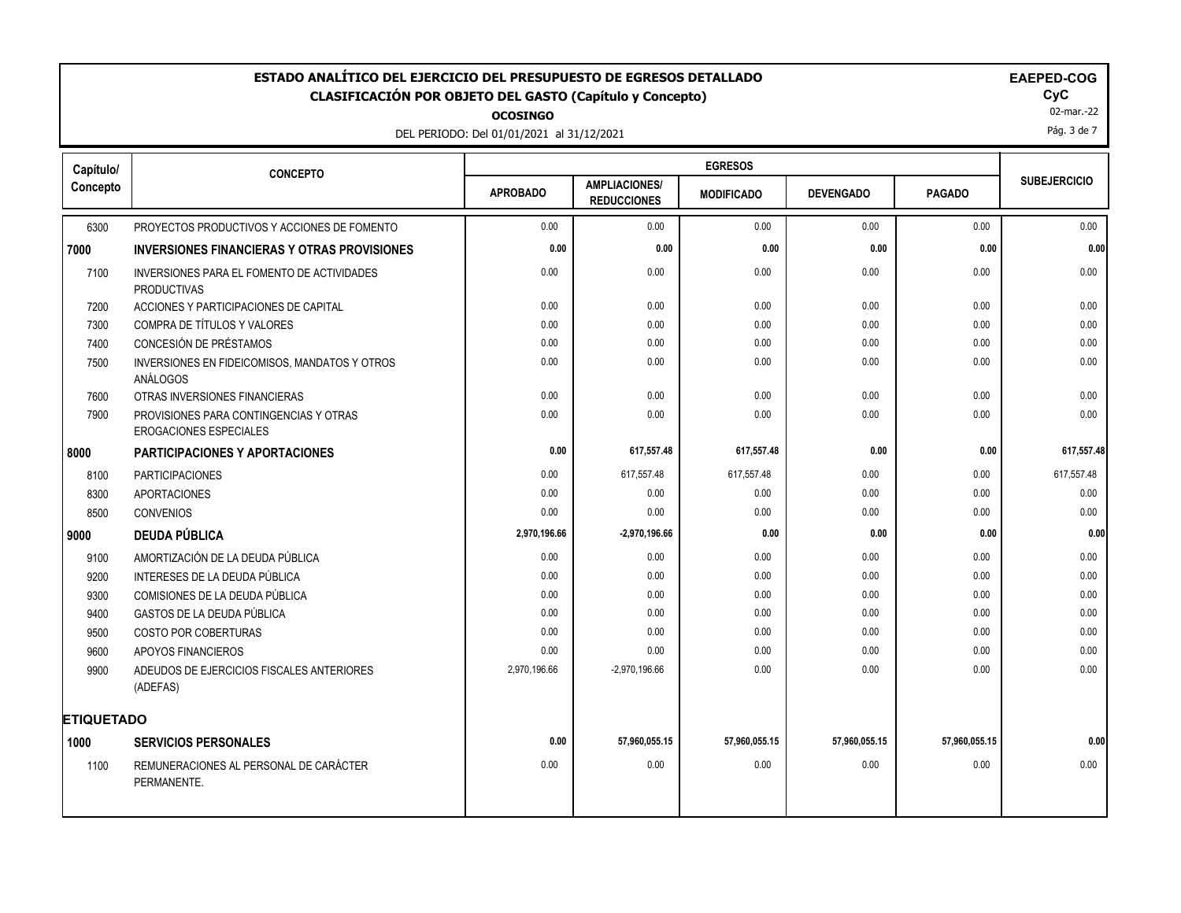# ESTADO ANALÍTICO DEL EJERCICIO DEL PRESUPUESTO DE EGRESOS DETALLADO

## CLASIFICACIÓN POR OBJETO DEL GASTO (Capítulo y Concepto)

**OCOSINGO**

DEL PERIODO: Del 01/01/2021 al 31/12/2021

**EAPED-COG**
**CyC**
02-mar.-22

| Capítulo/ Concepto | CONCEPTO | EGRESOS | | | | | SUBEJERCICIO |
|---|---|---|---|---|---|---|---|
| | | APROBADO | AMPLIACIONES/ REDUCCIONES | MODIFICADO | DEVENGADO | PAGADO | |
| 6300 | PROYECTOS PRODUCTIVOS Y ACCIONES DE FOMENTO | 0.00 | 0.00 | 0.00 | 0.00 | 0.00 | 0.00 |
| **7000** | **INVERSIONES FINANCIERAS Y OTRAS PROVISIONES** | **0.00** | **0.00** | **0.00** | **0.00** | **0.00** | **0.00** |
| 7100 | INVERSIONES PARA EL FOMENTO DE ACTIVIDADES PRODUCTIVAS | 0.00 | 0.00 | 0.00 | 0.00 | 0.00 | 0.00 |
| 7200 | ACCIONES Y PARTICIPACIONES DE CAPITAL | 0.00 | 0.00 | 0.00 | 0.00 | 0.00 | 0.00 |
| 7300 | COMPRA DE TÍTULOS Y VALORES | 0.00 | 0.00 | 0.00 | 0.00 | 0.00 | 0.00 |
| 7400 | CONCESIÓN DE PRÉSTAMOS | 0.00 | 0.00 | 0.00 | 0.00 | 0.00 | 0.00 |
| 7500 | INVERSIONES EN FIDEICOMISOS, MANDATOS Y OTROS ANÁLOGOS | 0.00 | 0.00 | 0.00 | 0.00 | 0.00 | 0.00 |
| 7600 | OTRAS INVERSIONES FINANCIERAS | 0.00 | 0.00 | 0.00 | 0.00 | 0.00 | 0.00 |
| 7900 | PROVISIONES PARA CONTINGENCIAS Y OTRAS EROGACIONES ESPECIALES | 0.00 | 0.00 | 0.00 | 0.00 | 0.00 | 0.00 |
| **8000** | **PARTICIPACIONES Y APORTACIONES** | **0.00** | **617,557.48** | **617,557.48** | **0.00** | **0.00** | **617,557.48** |
| 8100 | PARTICIPACIONES | 0.00 | 617,557.48 | 617,557.48 | 0.00 | 0.00 | 617,557.48 |
| 8300 | APORTACIONES | 0.00 | 0.00 | 0.00 | 0.00 | 0.00 | 0.00 |
| 8500 | CONVENIOS | 0.00 | 0.00 | 0.00 | 0.00 | 0.00 | 0.00 |
| **9000** | **DEUDA PÚBLICA** | **2,970,196.66** | **-2,970,196.66** | **0.00** | **0.00** | **0.00** | **0.00** |
| 9100 | AMORTIZACIÓN DE LA DEUDA PÚBLICA | 0.00 | 0.00 | 0.00 | 0.00 | 0.00 | 0.00 |
| 9200 | INTERESES DE LA DEUDA PÚBLICA | 0.00 | 0.00 | 0.00 | 0.00 | 0.00 | 0.00 |
| 9300 | COMISIONES DE LA DEUDA PÚBLICA | 0.00 | 0.00 | 0.00 | 0.00 | 0.00 | 0.00 |
| 9400 | GASTOS DE LA DEUDA PÚBLICA | 0.00 | 0.00 | 0.00 | 0.00 | 0.00 | 0.00 |
| 9500 | COSTO POR COBERTURAS | 0.00 | 0.00 | 0.00 | 0.00 | 0.00 | 0.00 |
| 9600 | APOYOS FINANCIEROS | 0.00 | 0.00 | 0.00 | 0.00 | 0.00 | 0.00 |
| 9900 | ADEUDOS DE EJERCICIOS FISCALES ANTERIORES (ADEFAS) | 2,970,196.66 | -2,970,196.66 | 0.00 | 0.00 | 0.00 | 0.00 |
| **ETIQUETADO** | | | | | | | |
| **1000** | **SERVICIOS PERSONALES** | **0.00** | **57,960,055.15** | **57,960,055.15** | **57,960,055.15** | **57,960,055.15** | **0.00** |
| 1100 | REMUNERACIONES AL PERSONAL DE CARÁCTER PERMANENTE. | 0.00 | 0.00 | 0.00 | 0.00 | 0.00 | 0.00 |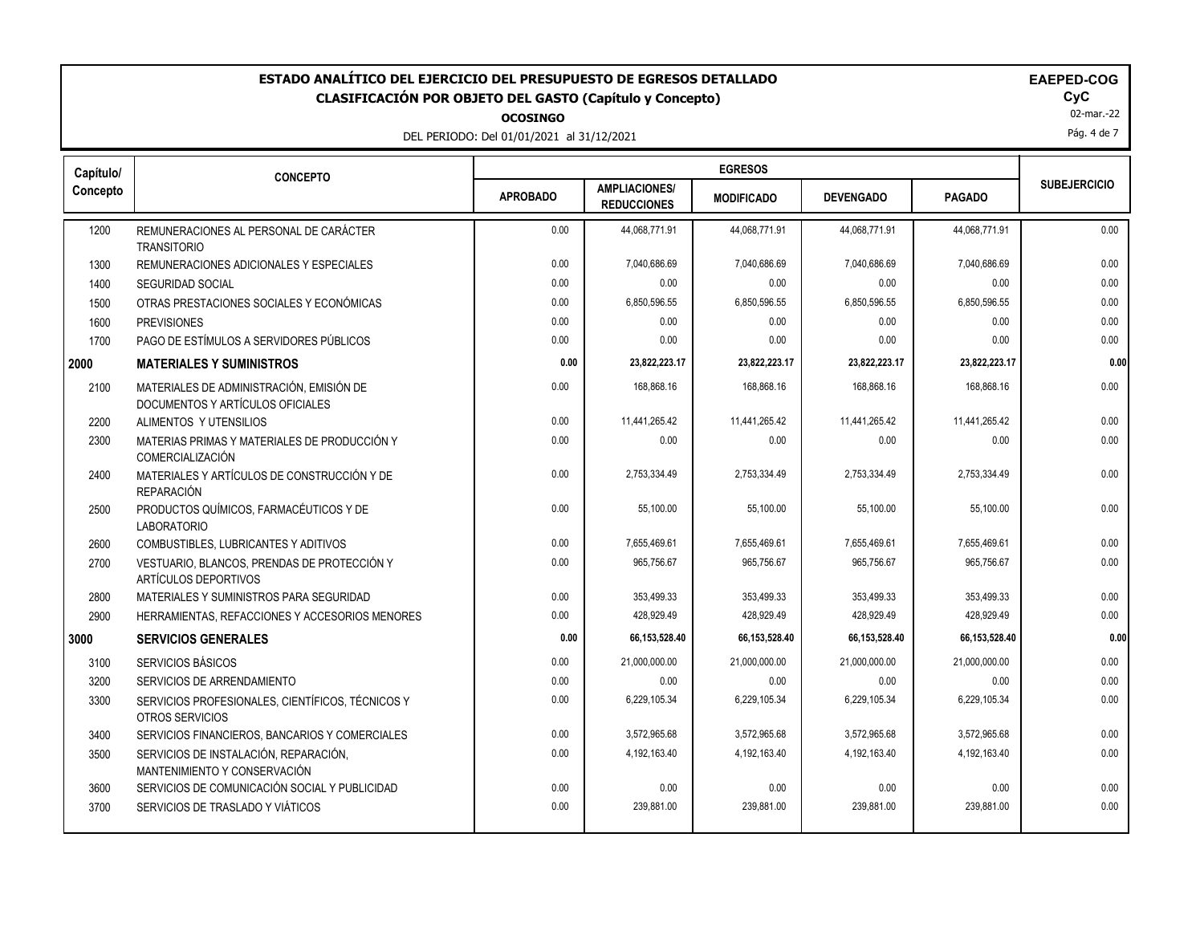**ESTADO ANALÍTICO DEL EJERCICIO DEL PRESUPUESTO DE EGRESOS DETALLADO**
**CLASIFICACIÓN POR OBJETO DEL GASTO (Capítulo y Concepto)**
**OCOSINGO**
DEL PERIODO: Del 01/01/2021 al 31/12/2021

**EAPED-COG**
**CyC**
02-mar.-22

| Capítulo/ Concepto | CONCEPTO | EGRESOS | | | | | SUBEJERCICIO |
|---|---|---|---|---|---|---|---|
| | | APROBADO | AMPLIACIONES/ REDUCCIONES | MODIFICADO | DEVENGADO | PAGADO | |
| 1200 | REMUNERACIONES AL PERSONAL DE CARÁCTER TRANSITORIO | 0.00 | 44,068,771.91 | 44,068,771.91 | 44,068,771.91 | 44,068,771.91 | 0.00 |
| 1300 | REMUNERACIONES ADICIONALES Y ESPECIALES | 0.00 | 7,040,686.69 | 7,040,686.69 | 7,040,686.69 | 7,040,686.69 | 0.00 |
| 1400 | SEGURIDAD SOCIAL | 0.00 | 0.00 | 0.00 | 0.00 | 0.00 | 0.00 |
| 1500 | OTRAS PRESTACIONES SOCIALES Y ECONÓMICAS | 0.00 | 6,850,596.55 | 6,850,596.55 | 6,850,596.55 | 6,850,596.55 | 0.00 |
| 1600 | PREVISIONES | 0.00 | 0.00 | 0.00 | 0.00 | 0.00 | 0.00 |
| 1700 | PAGO DE ESTÍMULOS A SERVIDORES PÚBLICOS | 0.00 | 0.00 | 0.00 | 0.00 | 0.00 | 0.00 |
| **2000** | **MATERIALES Y SUMINISTROS** | **0.00** | **23,822,223.17** | **23,822,223.17** | **23,822,223.17** | **23,822,223.17** | **0.00** |
| 2100 | MATERIALES DE ADMINISTRACIÓN, EMISIÓN DE DOCUMENTOS Y ARTÍCULOS OFICIALES | 0.00 | 168,868.16 | 168,868.16 | 168,868.16 | 168,868.16 | 0.00 |
| 2200 | ALIMENTOS Y UTENSILIOS | 0.00 | 11,441,265.42 | 11,441,265.42 | 11,441,265.42 | 11,441,265.42 | 0.00 |
| 2300 | MATERIAS PRIMAS Y MATERIALES DE PRODUCCIÓN Y COMERCIALIZACIÓN | 0.00 | 0.00 | 0.00 | 0.00 | 0.00 | 0.00 |
| 2400 | MATERIALES Y ARTÍCULOS DE CONSTRUCCIÓN Y DE REPARACIÓN | 0.00 | 2,753,334.49 | 2,753,334.49 | 2,753,334.49 | 2,753,334.49 | 0.00 |
| 2500 | PRODUCTOS QUÍMICOS, FARMACÉUTICOS Y DE LABORATORIO | 0.00 | 55,100.00 | 55,100.00 | 55,100.00 | 55,100.00 | 0.00 |
| 2600 | COMBUSTIBLES, LUBRICANTES Y ADITIVOS | 0.00 | 7,655,469.61 | 7,655,469.61 | 7,655,469.61 | 7,655,469.61 | 0.00 |
| 2700 | VESTUARIO, BLANCOS, PRENDAS DE PROTECCIÓN Y ARTÍCULOS DEPORTIVOS | 0.00 | 965,756.67 | 965,756.67 | 965,756.67 | 965,756.67 | 0.00 |
| 2800 | MATERIALES Y SUMINISTROS PARA SEGURIDAD | 0.00 | 353,499.33 | 353,499.33 | 353,499.33 | 353,499.33 | 0.00 |
| 2900 | HERRAMIENTAS, REFACCIONES Y ACCESORIOS MENORES | 0.00 | 428,929.49 | 428,929.49 | 428,929.49 | 428,929.49 | 0.00 |
| **3000** | **SERVICIOS GENERALES** | **0.00** | **66,153,528.40** | **66,153,528.40** | **66,153,528.40** | **66,153,528.40** | **0.00** |
| 3100 | SERVICIOS BÁSICOS | 0.00 | 21,000,000.00 | 21,000,000.00 | 21,000,000.00 | 21,000,000.00 | 0.00 |
| 3200 | SERVICIOS DE ARRENDAMIENTO | 0.00 | 0.00 | 0.00 | 0.00 | 0.00 | 0.00 |
| 3300 | SERVICIOS PROFESIONALES, CIENTÍFICOS, TÉCNICOS Y OTROS SERVICIOS | 0.00 | 6,229,105.34 | 6,229,105.34 | 6,229,105.34 | 6,229,105.34 | 0.00 |
| 3400 | SERVICIOS FINANCIEROS, BANCARIOS Y COMERCIALES | 0.00 | 3,572,965.68 | 3,572,965.68 | 3,572,965.68 | 3,572,965.68 | 0.00 |
| 3500 | SERVICIOS DE INSTALACIÓN, REPARACIÓN, MANTENIMIENTO Y CONSERVACIÓN | 0.00 | 4,192,163.40 | 4,192,163.40 | 4,192,163.40 | 4,192,163.40 | 0.00 |
| 3600 | SERVICIOS DE COMUNICACIÓN SOCIAL Y PUBLICIDAD | 0.00 | 0.00 | 0.00 | 0.00 | 0.00 | 0.00 |
| 3700 | SERVICIOS DE TRASLADO Y VIÁTICOS | 0.00 | 239,881.00 | 239,881.00 | 239,881.00 | 239,881.00 | 0.00 |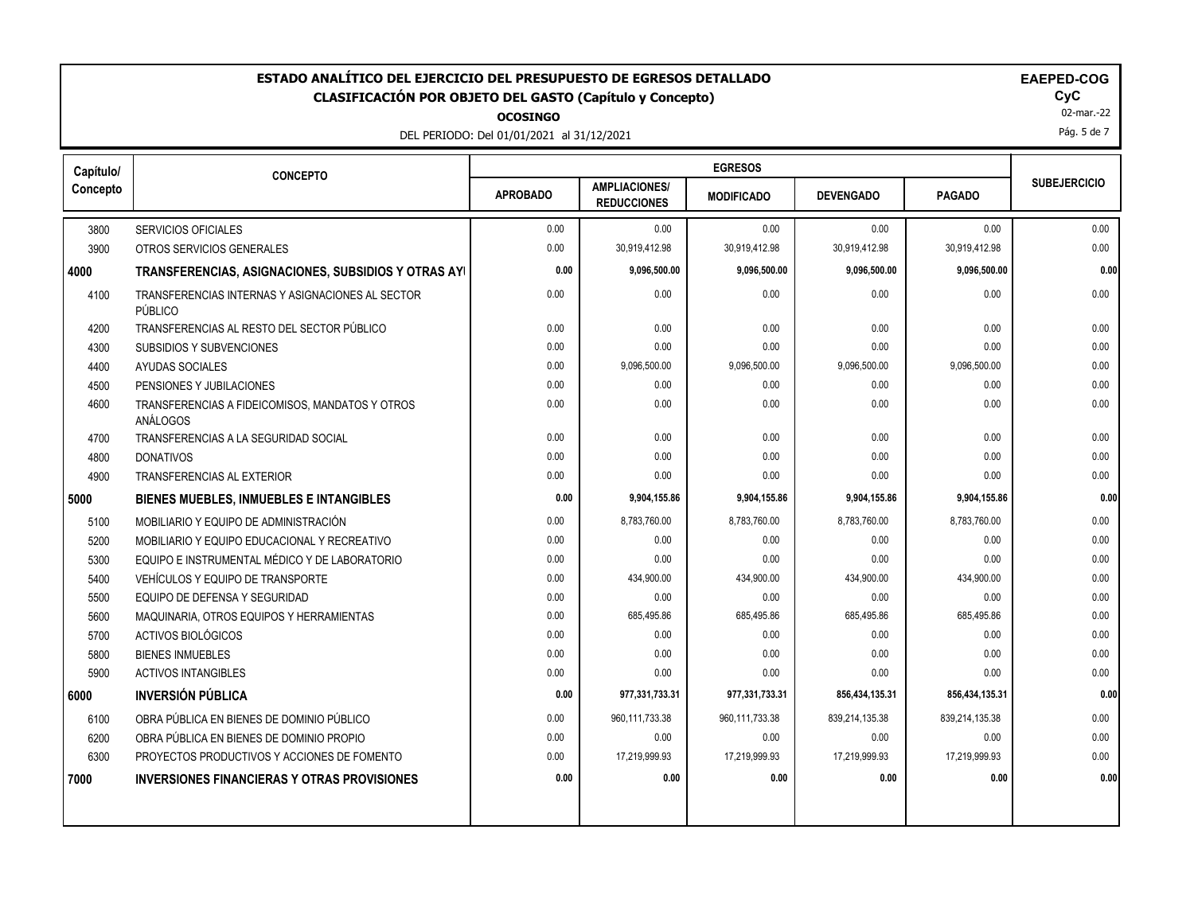# ESTADO ANALÍTICO DEL EJERCICIO DEL PRESUPUESTO DE EGRESOS DETALLADO

## CLASIFICACIÓN POR OBJETO DEL GASTO (Capítulo y Concepto)

**OCOSINGO**

DEL PERIODO: Del 01/01/2021 al 31/12/2021

**EAPED-COG**
**CyC**
02-mar.-22

| Capítulo/ Concepto | CONCEPTO | EGRESOS | | | | | SUBEJERCICIO |
|---|---|---|---|---|---|---|---|
| | | APROBADO | AMPLIACIONES/ REDUCCIONES | MODIFICADO | DEVENGADO | PAGADO | |
| 3800 | SERVICIOS OFICIALES | 0.00 | 0.00 | 0.00 | 0.00 | 0.00 | 0.00 |
| 3900 | OTROS SERVICIOS GENERALES | 0.00 | 30,919,412.98 | 30,919,412.98 | 30,919,412.98 | 30,919,412.98 | 0.00 |
| **4000** | **TRANSFERENCIAS, ASIGNACIONES, SUBSIDIOS Y OTRAS AYI** | **0.00** | **9,096,500.00** | **9,096,500.00** | **9,096,500.00** | **9,096,500.00** | **0.00** |
| 4100 | TRANSFERENCIAS INTERNAS Y ASIGNACIONES AL SECTOR PÚBLICO | 0.00 | 0.00 | 0.00 | 0.00 | 0.00 | 0.00 |
| 4200 | TRANSFERENCIAS AL RESTO DEL SECTOR PÚBLICO | 0.00 | 0.00 | 0.00 | 0.00 | 0.00 | 0.00 |
| 4300 | SUBSIDIOS Y SUBVENCIONES | 0.00 | 0.00 | 0.00 | 0.00 | 0.00 | 0.00 |
| 4400 | AYUDAS SOCIALES | 0.00 | 9,096,500.00 | 9,096,500.00 | 9,096,500.00 | 9,096,500.00 | 0.00 |
| 4500 | PENSIONES Y JUBILACIONES | 0.00 | 0.00 | 0.00 | 0.00 | 0.00 | 0.00 |
| 4600 | TRANSFERENCIAS A FIDEICOMISOS, MANDATOS Y OTROS ANÁLOGOS | 0.00 | 0.00 | 0.00 | 0.00 | 0.00 | 0.00 |
| 4700 | TRANSFERENCIAS A LA SEGURIDAD SOCIAL | 0.00 | 0.00 | 0.00 | 0.00 | 0.00 | 0.00 |
| 4800 | DONATIVOS | 0.00 | 0.00 | 0.00 | 0.00 | 0.00 | 0.00 |
| 4900 | TRANSFERENCIAS AL EXTERIOR | 0.00 | 0.00 | 0.00 | 0.00 | 0.00 | 0.00 |
| **5000** | **BIENES MUEBLES, INMUEBLES E INTANGIBLES** | **0.00** | **9,904,155.86** | **9,904,155.86** | **9,904,155.86** | **9,904,155.86** | **0.00** |
| 5100 | MOBILIARIO Y EQUIPO DE ADMINISTRACIÓN | 0.00 | 8,783,760.00 | 8,783,760.00 | 8,783,760.00 | 8,783,760.00 | 0.00 |
| 5200 | MOBILIARIO Y EQUIPO EDUCACIONAL Y RECREATIVO | 0.00 | 0.00 | 0.00 | 0.00 | 0.00 | 0.00 |
| 5300 | EQUIPO E INSTRUMENTAL MÉDICO Y DE LABORATORIO | 0.00 | 0.00 | 0.00 | 0.00 | 0.00 | 0.00 |
| 5400 | VEHÍCULOS Y EQUIPO DE TRANSPORTE | 0.00 | 434,900.00 | 434,900.00 | 434,900.00 | 434,900.00 | 0.00 |
| 5500 | EQUIPO DE DEFENSA Y SEGURIDAD | 0.00 | 0.00 | 0.00 | 0.00 | 0.00 | 0.00 |
| 5600 | MAQUINARIA, OTROS EQUIPOS Y HERRAMIENTAS | 0.00 | 685,495.86 | 685,495.86 | 685,495.86 | 685,495.86 | 0.00 |
| 5700 | ACTIVOS BIOLÓGICOS | 0.00 | 0.00 | 0.00 | 0.00 | 0.00 | 0.00 |
| 5800 | BIENES INMUEBLES | 0.00 | 0.00 | 0.00 | 0.00 | 0.00 | 0.00 |
| 5900 | ACTIVOS INTANGIBLES | 0.00 | 0.00 | 0.00 | 0.00 | 0.00 | 0.00 |
| **6000** | **INVERSIÓN PÚBLICA** | **0.00** | **977,331,733.31** | **977,331,733.31** | **856,434,135.31** | **856,434,135.31** | **0.00** |
| 6100 | OBRA PÚBLICA EN BIENES DE DOMINIO PÚBLICO | 0.00 | 960,111,733.38 | 960,111,733.38 | 839,214,135.38 | 839,214,135.38 | 0.00 |
| 6200 | OBRA PÚBLICA EN BIENES DE DOMINIO PROPIO | 0.00 | 0.00 | 0.00 | 0.00 | 0.00 | 0.00 |
| 6300 | PROYECTOS PRODUCTIVOS Y ACCIONES DE FOMENTO | 0.00 | 17,219,999.93 | 17,219,999.93 | 17,219,999.93 | 17,219,999.93 | 0.00 |
| **7000** | **INVERSIONES FINANCIERAS Y OTRAS PROVISIONES** | **0.00** | **0.00** | **0.00** | **0.00** | **0.00** | **0.00** |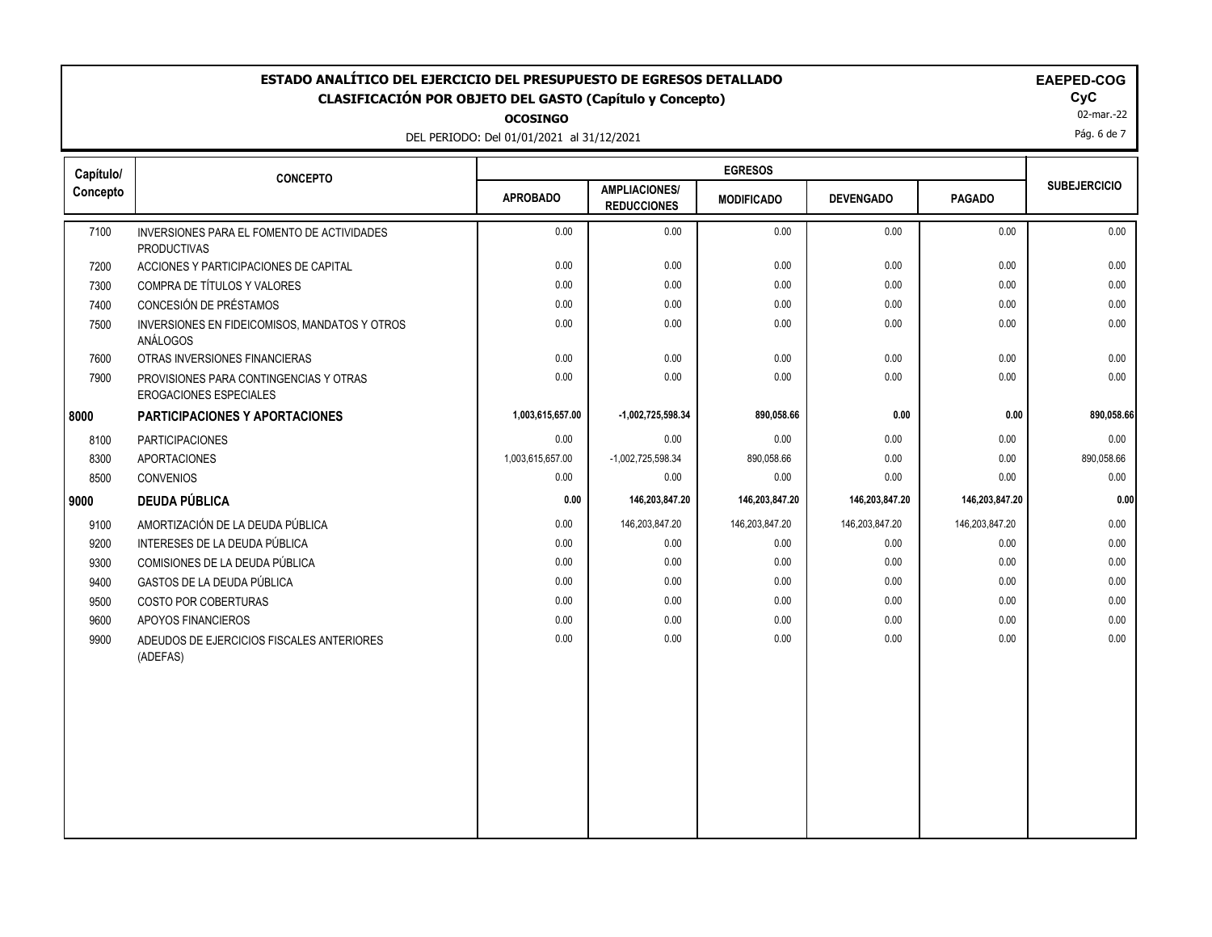# ESTADO ANALÍTICO DEL EJERCICIO DEL PRESUPUESTO DE EGRESOS DETALLADO

## CLASIFICACIÓN POR OBJETO DEL GASTO (Capítulo y Concepto)

**OCOSINGO**

DEL PERIODO: Del 01/01/2021 al 31/12/2021

**EAPED-COG**
**CyC**
02-mar.-22

| Capítulo/ Concepto | CONCEPTO | EGRESOS | | | | | SUBEJERCICIO |
|---|---|---|---|---|---|---|---|
| | | APROBADO | AMPLIACIONES/ REDUCCIONES | MODIFICADO | DEVENGADO | PAGADO | |
| 7100 | INVERSIONES PARA EL FOMENTO DE ACTIVIDADES PRODUCTIVAS | 0.00 | 0.00 | 0.00 | 0.00 | 0.00 | 0.00 |
| 7200 | ACCIONES Y PARTICIPACIONES DE CAPITAL | 0.00 | 0.00 | 0.00 | 0.00 | 0.00 | 0.00 |
| 7300 | COMPRA DE TÍTULOS Y VALORES | 0.00 | 0.00 | 0.00 | 0.00 | 0.00 | 0.00 |
| 7400 | CONCESIÓN DE PRÉSTAMOS | 0.00 | 0.00 | 0.00 | 0.00 | 0.00 | 0.00 |
| 7500 | INVERSIONES EN FIDEICOMISOS, MANDATOS Y OTROS ANÁLOGOS | 0.00 | 0.00 | 0.00 | 0.00 | 0.00 | 0.00 |
| 7600 | OTRAS INVERSIONES FINANCIERAS | 0.00 | 0.00 | 0.00 | 0.00 | 0.00 | 0.00 |
| 7900 | PROVISIONES PARA CONTINGENCIAS Y OTRAS EROGACIONES ESPECIALES | 0.00 | 0.00 | 0.00 | 0.00 | 0.00 | 0.00 |
| **8000** | **PARTICIPACIONES Y APORTACIONES** | **1,003,615,657.00** | **-1,002,725,598.34** | **890,058.66** | **0.00** | **0.00** | **890,058.66** |
| 8100 | PARTICIPACIONES | 0.00 | 0.00 | 0.00 | 0.00 | 0.00 | 0.00 |
| 8300 | APORTACIONES | 1,003,615,657.00 | -1,002,725,598.34 | 890,058.66 | 0.00 | 0.00 | 890,058.66 |
| 8500 | CONVENIOS | 0.00 | 0.00 | 0.00 | 0.00 | 0.00 | 0.00 |
| **9000** | **DEUDA PÚBLICA** | **0.00** | **146,203,847.20** | **146,203,847.20** | **146,203,847.20** | **146,203,847.20** | **0.00** |
| 9100 | AMORTIZACIÓN DE LA DEUDA PÚBLICA | 0.00 | 146,203,847.20 | 146,203,847.20 | 146,203,847.20 | 146,203,847.20 | 0.00 |
| 9200 | INTERESES DE LA DEUDA PÚBLICA | 0.00 | 0.00 | 0.00 | 0.00 | 0.00 | 0.00 |
| 9300 | COMISIONES DE LA DEUDA PÚBLICA | 0.00 | 0.00 | 0.00 | 0.00 | 0.00 | 0.00 |
| 9400 | GASTOS DE LA DEUDA PÚBLICA | 0.00 | 0.00 | 0.00 | 0.00 | 0.00 | 0.00 |
| 9500 | COSTO POR COBERTURAS | 0.00 | 0.00 | 0.00 | 0.00 | 0.00 | 0.00 |
| 9600 | APOYOS FINANCIEROS | 0.00 | 0.00 | 0.00 | 0.00 | 0.00 | 0.00 |
| 9900 | ADEUDOS DE EJERCICIOS FISCALES ANTERIORES (ADEFAS) | 0.00 | 0.00 | 0.00 | 0.00 | 0.00 | 0.00 |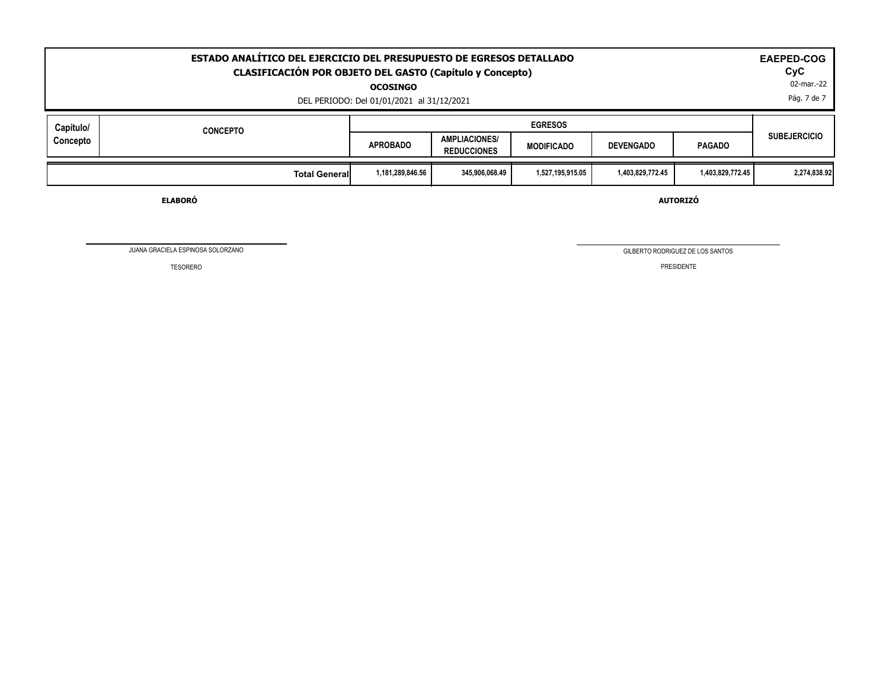# ESTADO ANALÍTICO DEL EJERCICIO DEL PRESUPUESTO DE EGRESOS DETALLADO

## CLASIFICACIÓN POR OBJETO DEL GASTO (Capítulo y Concepto)

**OCOSINGO**

DEL PERIODO: Del 01/01/2021 al 31/12/2021

**EAEPED-COG**
**CyC**
02-mar.-22

| Capítulo/ Concepto | CONCEPTO | EGRESOS | | | | | SUBEJERCICIO |
|---|---|---|---|---|---|---|---|
| | | APROBADO | AMPLIACIONES/ REDUCCIONES | MODIFICADO | DEVENGADO | PAGADO | |
| | **Total General** | **1,181,289,846.56** | **345,906,068.49** | **1,527,195,915.05** | **1,403,829,772.45** | **1,403,829,772.45** | **2,274,838.92** |

**ELABORÓ**

JUANA GRACIELA ESPINOSA SOLORZANO

TESORERO

**AUTORIZÓ**

GILBERTO RODRIGUEZ DE LOS SANTOS

PRESIDENTE